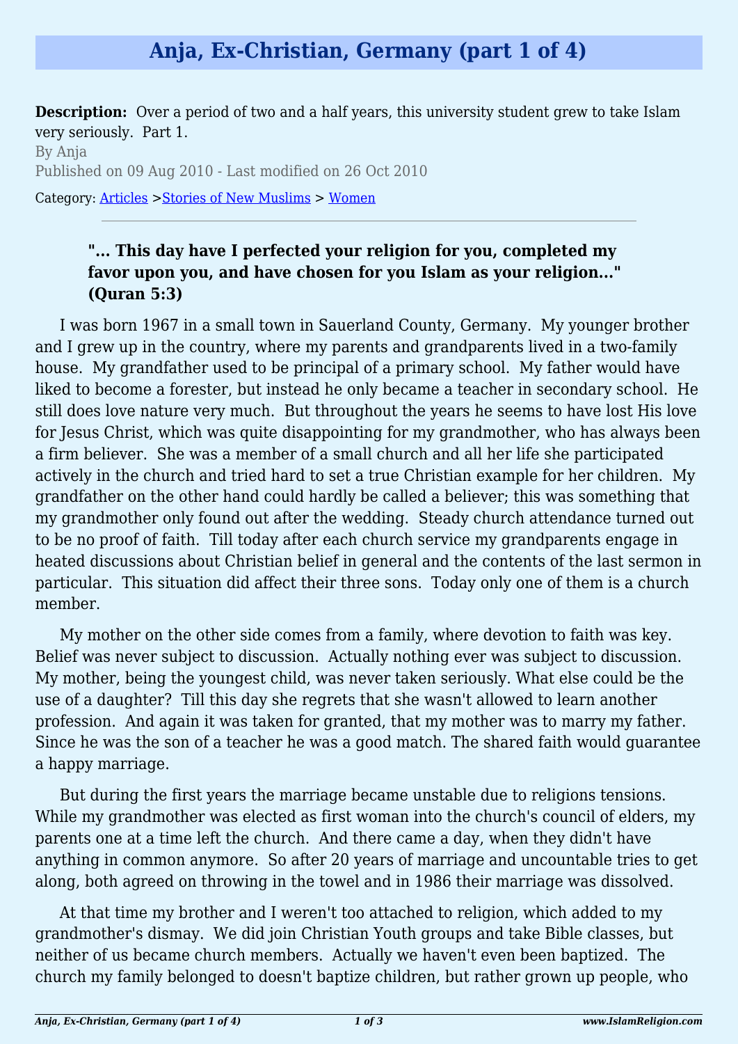# Anja, Ex-Christian, Germany (part 1 of 4)

**Description:** Over a period of two and a half years, this university student grew to take Islam very seriously. Part 1.

By Anja

Published on 09 Aug 2010 - Last modified on 26 Oct 2010

Category: Articles >Stories of New Muslims > Women

---

> **"... This day have I perfected your religion for you, completed my favor upon you, and have chosen for you Islam as your religion..." (Quran 5:3)**

I was born 1967 in a small town in Sauerland County, Germany. My younger brother and I grew up in the country, where my parents and grandparents lived in a two-family house. My grandfather used to be principal of a primary school. My father would have liked to become a forester, but instead he only became a teacher in secondary school. He still does love nature very much. But throughout the years he seems to have lost His love for Jesus Christ, which was quite disappointing for my grandmother, who has always been a firm believer. She was a member of a small church and all her life she participated actively in the church and tried hard to set a true Christian example for her children. My grandfather on the other hand could hardly be called a believer; this was something that my grandmother only found out after the wedding. Steady church attendance turned out to be no proof of faith. Till today after each church service my grandparents engage in heated discussions about Christian belief in general and the contents of the last sermon in particular. This situation did affect their three sons. Today only one of them is a church member.

My mother on the other side comes from a family, where devotion to faith was key. Belief was never subject to discussion. Actually nothing ever was subject to discussion. My mother, being the youngest child, was never taken seriously. What else could be the use of a daughter? Till this day she regrets that she wasn't allowed to learn another profession. And again it was taken for granted, that my mother was to marry my father. Since he was the son of a teacher he was a good match. The shared faith would guarantee a happy marriage.

But during the first years the marriage became unstable due to religions tensions. While my grandmother was elected as first woman into the church's council of elders, my parents one at a time left the church. And there came a day, when they didn't have anything in common anymore. So after 20 years of marriage and uncountable tries to get along, both agreed on throwing in the towel and in 1986 their marriage was dissolved.

At that time my brother and I weren't too attached to religion, which added to my grandmother's dismay. We did join Christian Youth groups and take Bible classes, but neither of us became church members. Actually we haven't even been baptized. The church my family belonged to doesn't baptize children, but rather grown up people, who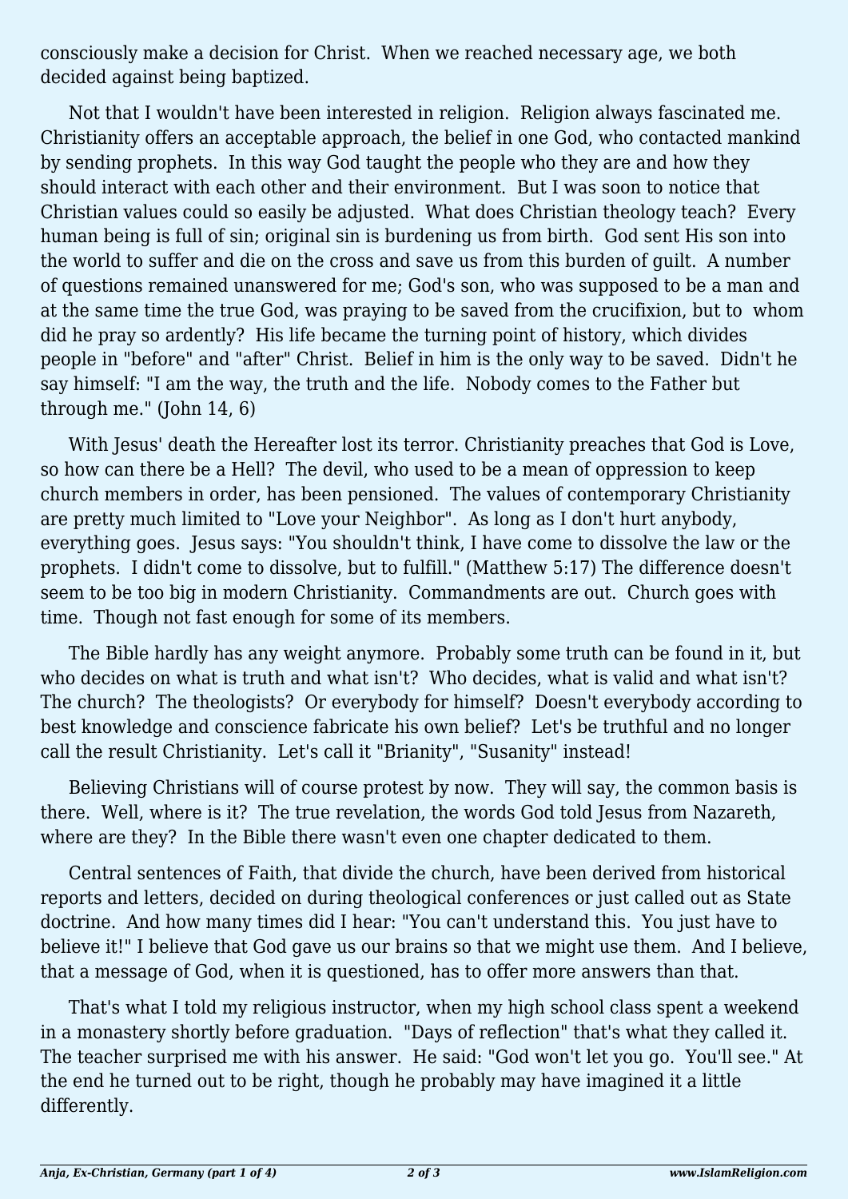consciously make a decision for Christ.  When we reached necessary age, we both decided against being baptized.

Not that I wouldn't have been interested in religion.  Religion always fascinated me.  Christianity offers an acceptable approach, the belief in one God, who contacted mankind by sending prophets.  In this way God taught the people who they are and how they should interact with each other and their environment.  But I was soon to notice that Christian values could so easily be adjusted.  What does Christian theology teach?  Every human being is full of sin; original sin is burdening us from birth.  God sent His son into the world to suffer and die on the cross and save us from this burden of guilt.  A number of questions remained unanswered for me; God's son, who was supposed to be a man and at the same time the true God, was praying to be saved from the crucifixion, but to  whom did he pray so ardently?  His life became the turning point of history, which divides people in "before" and "after" Christ.  Belief in him is the only way to be saved.  Didn't he say himself: "I am the way, the truth and the life.  Nobody comes to the Father but through me." (John 14, 6)

With Jesus' death the Hereafter lost its terror. Christianity preaches that God is Love, so how can there be a Hell?  The devil, who used to be a mean of oppression to keep church members in order, has been pensioned.  The values of contemporary Christianity are pretty much limited to "Love your Neighbor".  As long as I don't hurt anybody, everything goes.  Jesus says: "You shouldn't think, I have come to dissolve the law or the prophets.  I didn't come to dissolve, but to fulfill." (Matthew 5:17) The difference doesn't seem to be too big in modern Christianity.  Commandments are out.  Church goes with time.  Though not fast enough for some of its members.

The Bible hardly has any weight anymore.  Probably some truth can be found in it, but who decides on what is truth and what isn't?  Who decides, what is valid and what isn't?  The church?  The theologists?  Or everybody for himself?  Doesn't everybody according to best knowledge and conscience fabricate his own belief?  Let's be truthful and no longer call the result Christianity.  Let's call it "Brianity", "Susanity" instead!

Believing Christians will of course protest by now.  They will say, the common basis is there.  Well, where is it?  The true revelation, the words God told Jesus from Nazareth, where are they?  In the Bible there wasn't even one chapter dedicated to them.

Central sentences of Faith, that divide the church, have been derived from historical reports and letters, decided on during theological conferences or just called out as State doctrine.  And how many times did I hear: "You can't understand this.  You just have to believe it!" I believe that God gave us our brains so that we might use them.  And I believe, that a message of God, when it is questioned, has to offer more answers than that.

That's what I told my religious instructor, when my high school class spent a weekend in a monastery shortly before graduation.  "Days of reflection" that's what they called it.  The teacher surprised me with his answer.  He said: "God won't let you go.  You'll see." At the end he turned out to be right, though he probably may have imagined it a little differently.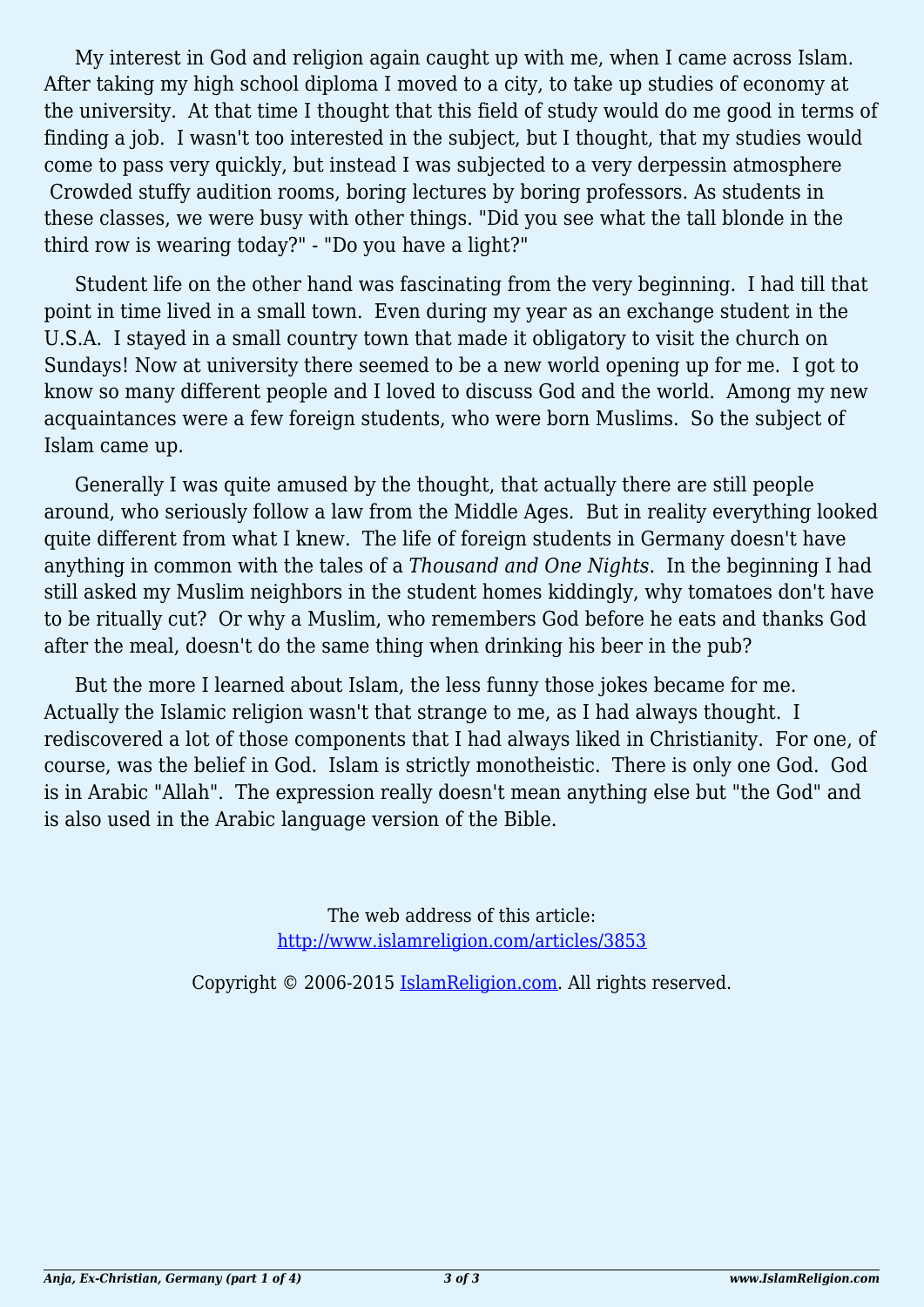My interest in God and religion again caught up with me, when I came across Islam. After taking my high school diploma I moved to a city, to take up studies of economy at the university. At that time I thought that this field of study would do me good in terms of finding a job. I wasn't too interested in the subject, but I thought, that my studies would come to pass very quickly, but instead I was subjected to a very derpessin atmosphere Crowded stuffy audition rooms, boring lectures by boring professors. As students in these classes, we were busy with other things. "Did you see what the tall blonde in the third row is wearing today?" - "Do you have a light?"

Student life on the other hand was fascinating from the very beginning. I had till that point in time lived in a small town. Even during my year as an exchange student in the U.S.A. I stayed in a small country town that made it obligatory to visit the church on Sundays! Now at university there seemed to be a new world opening up for me. I got to know so many different people and I loved to discuss God and the world. Among my new acquaintances were a few foreign students, who were born Muslims. So the subject of Islam came up.

Generally I was quite amused by the thought, that actually there are still people around, who seriously follow a law from the Middle Ages. But in reality everything looked quite different from what I knew. The life of foreign students in Germany doesn't have anything in common with the tales of a *Thousand and One Nights*. In the beginning I had still asked my Muslim neighbors in the student homes kiddingly, why tomatoes don't have to be ritually cut? Or why a Muslim, who remembers God before he eats and thanks God after the meal, doesn't do the same thing when drinking his beer in the pub?

But the more I learned about Islam, the less funny those jokes became for me. Actually the Islamic religion wasn't that strange to me, as I had always thought. I rediscovered a lot of those components that I had always liked in Christianity. For one, of course, was the belief in God. Islam is strictly monotheistic. There is only one God. God is in Arabic "Allah". The expression really doesn't mean anything else but "the God" and is also used in the Arabic language version of the Bible.

The web address of this article:
http://www.islamreligion.com/articles/3853

Copyright © 2006-2015 IslamReligion.com. All rights reserved.